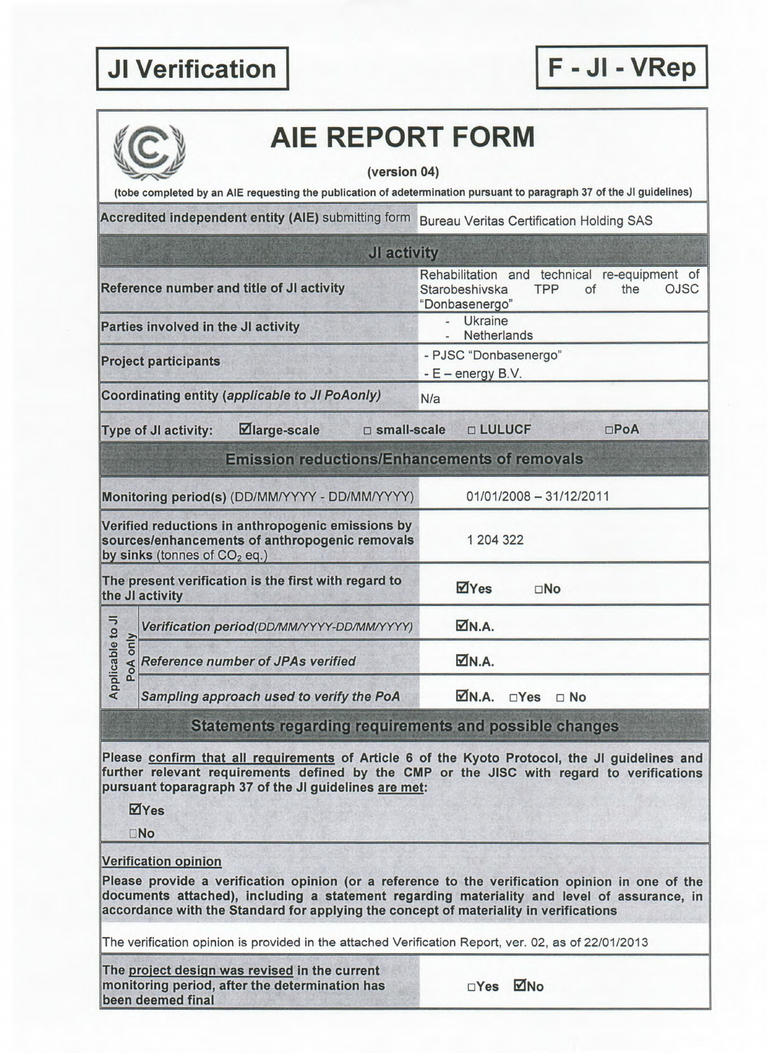**JI Verification** | **F - JI - VRep**

# AIE REPORT FORM

**(version 04)**

**(tobe completed by an AIE requesting the publication of adetermination pursuant to paragraph 37 of the JI guidelines)**

| | |
|---|---|
| **Accredited independent entity (AIE)** submitting form | Bureau Veritas Certification Holding SAS |
| **JI activity** | |
| **Reference number and title of JI activity** | Rehabilitation and technical re-equipment of Starobeshivska TPP of the OJSC "Donbasenergo" |
| **Parties involved in the JI activity** | - Ukraine<br>- Netherlands |
| **Project participants** | - PJSC "Donbasenergo"<br>- E – energy B.V. |
| **Coordinating entity** (*applicable to JI PoAonly*) | N/a |
| **Type of JI activity:** ☑**large-scale** ☐ **small-scale** ☐ **LULUCF** ☐**PoA** | |
| **Emission reductions/Enhancements of removals** | |
| **Monitoring period(s)** (DD/MM/YYYY - DD/MM/YYYY) | 01/01/2008 – 31/12/2011 |
| **Verified reductions in anthropogenic emissions by sources/enhancements of anthropogenic removals by sinks** (tonnes of $CO_2$ eq.) | 1 204 322 |
| **The present verification is the first with regard to the JI activity** | ☑**Yes** ☐**No** |
| *Applicable to JI PoA only*: *Verification period(DD/MM/YYYY-DD/MM/YYYY)* | ☑**N.A.** |
| *Applicable to JI PoA only*: *Reference number of JPAs verified* | ☑**N.A.** |
| *Applicable to JI PoA only*: *Sampling approach used to verify the PoA* | ☑**N.A.** ☐**Yes** ☐ **No** |

## Statements regarding requirements and possible changes

**Please confirm that all requirements of Article 6 of the Kyoto Protocol, the JI guidelines and further relevant requirements defined by the CMP or the JISC with regard to verifications pursuant toparagraph 37 of the JI guidelines are met:**

☑**Yes**

☐**No**

**Verification opinion**

**Please provide a verification opinion (or a reference to the verification opinion in one of the documents attached), including a statement regarding materiality and level of assurance, in accordance with the Standard for applying the concept of materiality in verifications**

The verification opinion is provided in the attached Verification Report, ver. 02, as of 22/01/2013

| | |
|---|---|
| **The project design was revised in the current monitoring period, after the determination has been deemed final** | ☐**Yes** ☑**No** |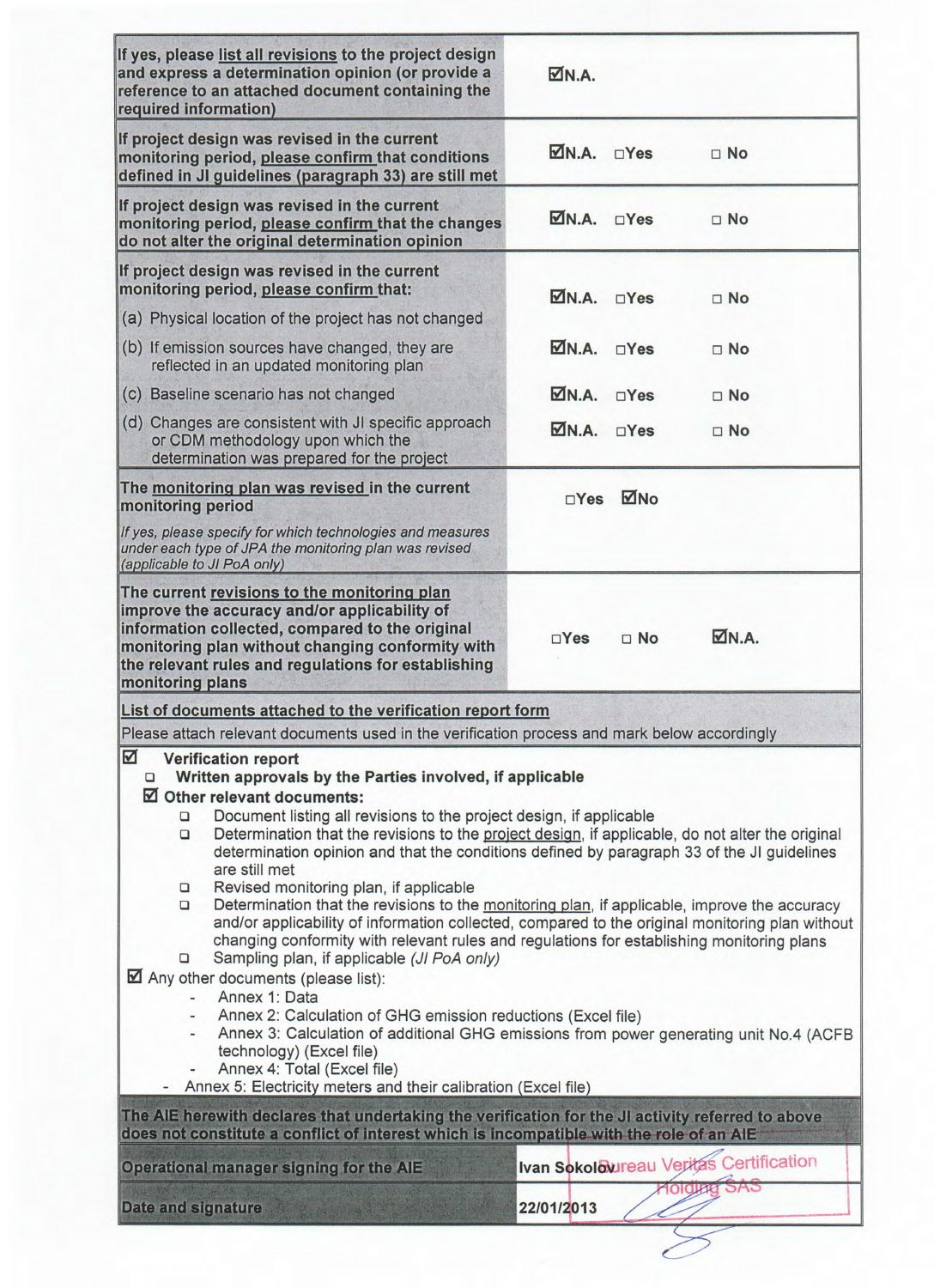| | |
|---|---|
| If yes, please list all revisions to the project design and express a determination opinion (or provide a reference to an attached document containing the required information) | ☑N.A. |
| If project design was revised in the current monitoring period, please confirm that conditions defined in JI guidelines (paragraph 33) are still met | ☑N.A. ☐Yes ☐ No |
| If project design was revised in the current monitoring period, please confirm that the changes do not alter the original determination opinion | ☑N.A. ☐Yes ☐ No |
| If project design was revised in the current monitoring period, please confirm that:<br>(a) Physical location of the project has not changed | ☑N.A. ☐Yes ☐ No |
| (b) If emission sources have changed, they are reflected in an updated monitoring plan | ☑N.A. ☐Yes ☐ No |
| (c) Baseline scenario has not changed | ☑N.A. ☐Yes ☐ No |
| (d) Changes are consistent with JI specific approach or CDM methodology upon which the determination was prepared for the project | ☑N.A. ☐Yes ☐ No |
| The monitoring plan was revised in the current monitoring period<br>*If yes, please specify for which technologies and measures under each type of JPA the monitoring plan was revised (applicable to JI PoA only)* | ☐Yes ☑No |
| The current revisions to the monitoring plan improve the accuracy and/or applicability of information collected, compared to the original monitoring plan without changing conformity with the relevant rules and regulations for establishing monitoring plans | ☐Yes ☐ No ☑N.A. |

**List of documents attached to the verification report form**

Please attach relevant documents used in the verification process and mark below accordingly

☑ **Verification report**

- ☐ **Written approvals by the Parties involved, if applicable**
- ☑ **Other relevant documents:**
  - ☐ Document listing all revisions to the project design, if applicable
  - ☐ Determination that the revisions to the project design, if applicable, do not alter the original determination opinion and that the conditions defined by paragraph 33 of the JI guidelines are still met
  - ☐ Revised monitoring plan, if applicable
  - ☐ Determination that the revisions to the monitoring plan, if applicable, improve the accuracy and/or applicability of information collected, compared to the original monitoring plan without changing conformity with relevant rules and regulations for establishing monitoring plans
  - ☐ Sampling plan, if applicable *(JI PoA only)*

☑ Any other documents (please list):

- Annex 1: Data
- Annex 2: Calculation of GHG emission reductions (Excel file)
- Annex 3: Calculation of additional GHG emissions from power generating unit No.4 (ACFB technology) (Excel file)
- Annex 4: Total (Excel file)
- Annex 5: Electricity meters and their calibration (Excel file)

**The AIE herewith declares that undertaking the verification for the JI activity referred to above does not constitute a conflict of interest which is incompatible with the role of an AIE**

| | |
|---|---|
| Operational manager signing for the AIE | Ivan Sokolov Bureau Veritas Certification Holding SAS |
| Date and signature | 22/01/2013 |